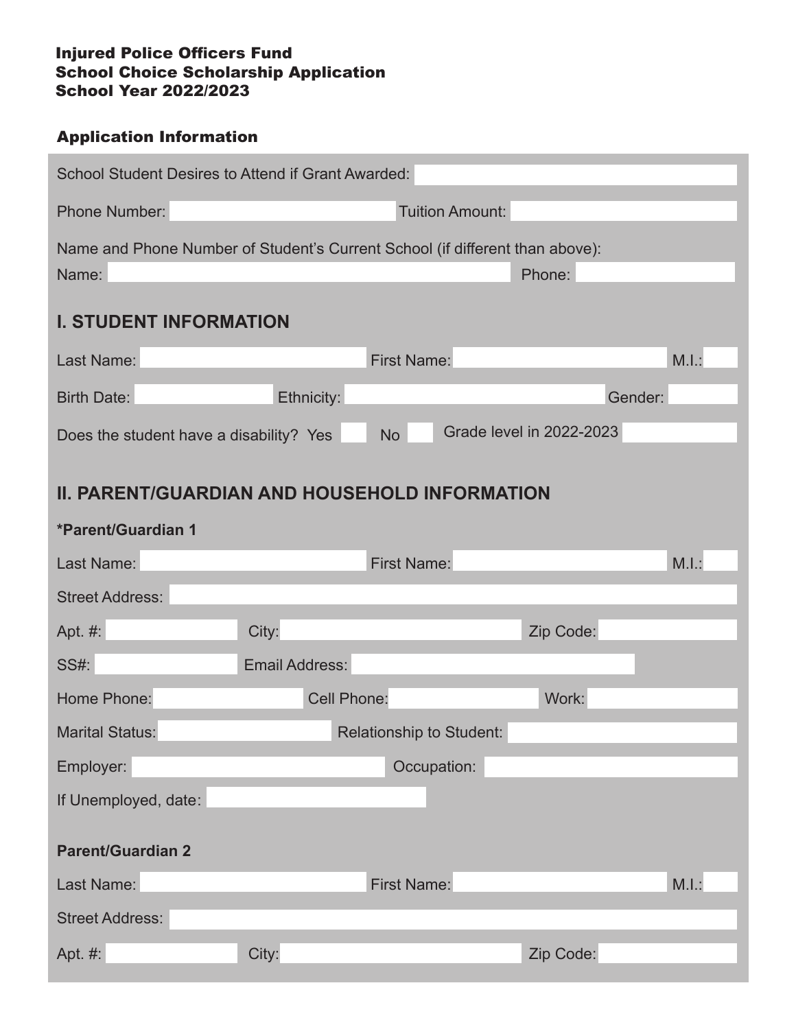**Injured Police Officers Fund**
**School Choice Scholarship Application**
**School Year 2022/2023**

### Application Information

School Student Desires to Attend if Grant Awarded:

Phone Number: Tuition Amount:

Name and Phone Number of Student's Current School (if different than above):
Name: Phone:

## I. STUDENT INFORMATION

Last Name: First Name: M.I.:

Birth Date: Ethnicity: Gender:

Does the student have a disability? Yes No Grade level in 2022-2023

## II. PARENT/GUARDIAN AND HOUSEHOLD INFORMATION

**\*Parent/Guardian 1**

Last Name: First Name: M.I.:

Street Address:

Apt. #: City: Zip Code:

SS#: Email Address:

Home Phone: Cell Phone: Work:

Marital Status: Relationship to Student:

Employer: Occupation:

If Unemployed, date:

**Parent/Guardian 2**

Last Name: First Name: M.I.:

Street Address:

Apt. #: City: Zip Code: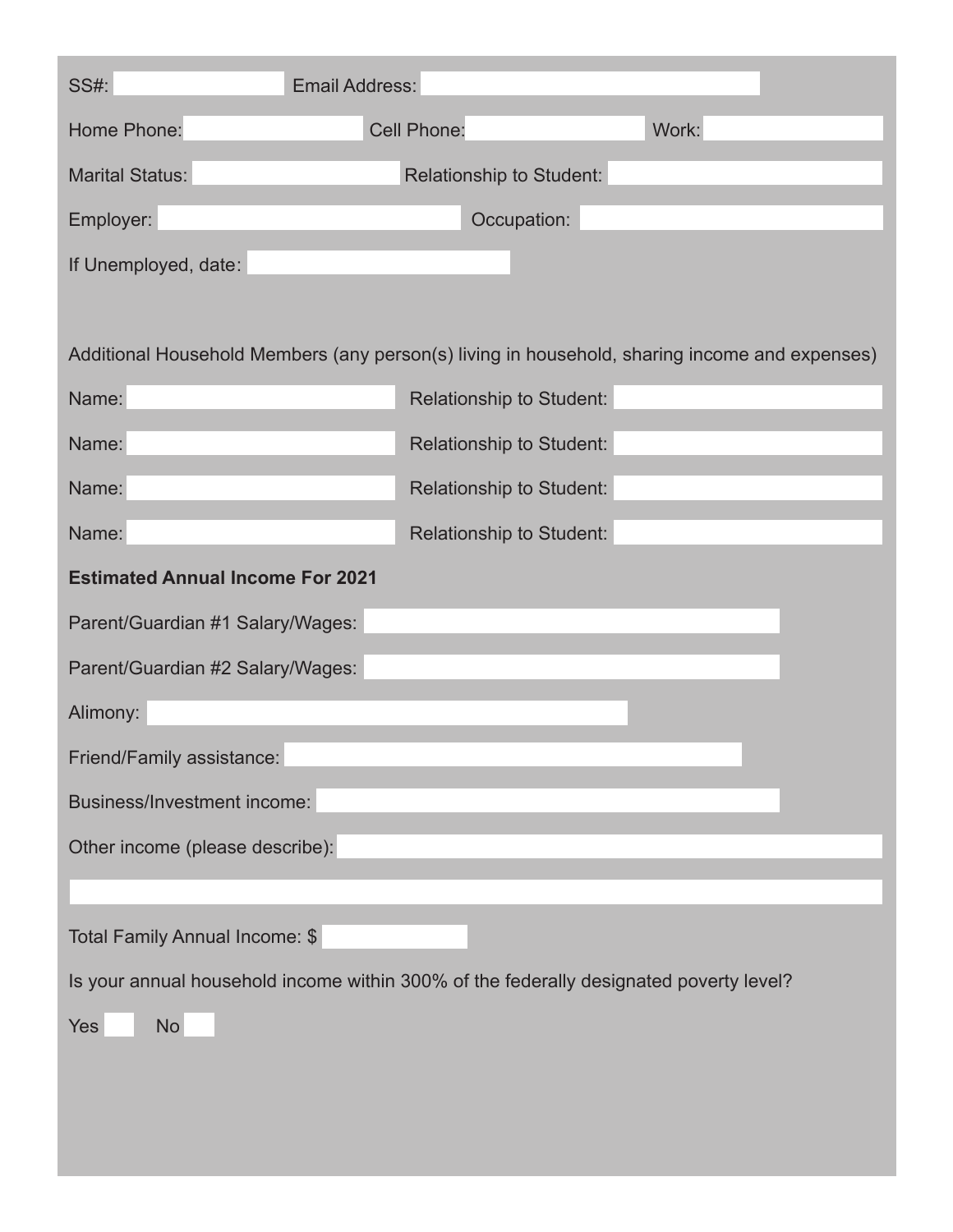SS#: ____________ Email Address: ____________

Home Phone: ____________ Cell Phone: ____________ Work: ____________

Marital Status: ____________ Relationship to Student: ____________

Employer: ____________ Occupation: ____________

If Unemployed, date: ____________

Additional Household Members (any person(s) living in household, sharing income and expenses)

Name: ____________ Relationship to Student: ____________

Name: ____________ Relationship to Student: ____________

Name: ____________ Relationship to Student: ____________

Name: ____________ Relationship to Student: ____________

**Estimated Annual Income For 2021**

Parent/Guardian #1 Salary/Wages: ____________

Parent/Guardian #2 Salary/Wages: ____________

Alimony: ____________

Friend/Family assistance: ____________

Business/Investment income: ____________

Other income (please describe): ____________

____________

Total Family Annual Income: $ ____________

Is your annual household income within 300% of the federally designated poverty level?

Yes ☐ No ☐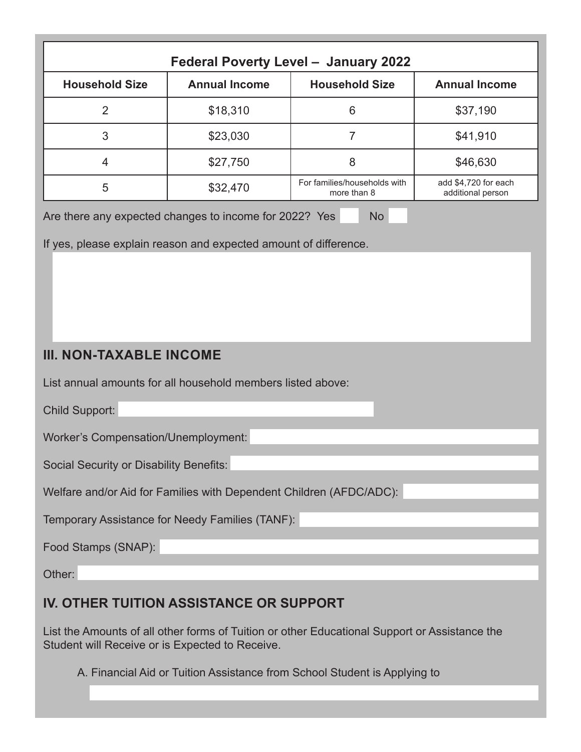| Federal Poverty Level – January 2022 | | | |
|---|---|---|---|
| **Household Size** | **Annual Income** | **Household Size** | **Annual Income** |
| 2 | $18,310 | 6 | $37,190 |
| 3 | $23,030 | 7 | $41,910 |
| 4 | $27,750 | 8 | $46,630 |
| 5 | $32,470 | For families/households with more than 8 | add $4,720 for each additional person |

Are there any expected changes to income for 2022? Yes No

If yes, please explain reason and expected amount of difference.

## III. NON-TAXABLE INCOME

List annual amounts for all household members listed above:

Child Support:

Worker's Compensation/Unemployment:

Social Security or Disability Benefits:

Welfare and/or Aid for Families with Dependent Children (AFDC/ADC):

Temporary Assistance for Needy Families (TANF):

Food Stamps (SNAP):

Other:

## IV. OTHER TUITION ASSISTANCE OR SUPPORT

List the Amounts of all other forms of Tuition or other Educational Support or Assistance the Student will Receive or is Expected to Receive.

A. Financial Aid or Tuition Assistance from School Student is Applying to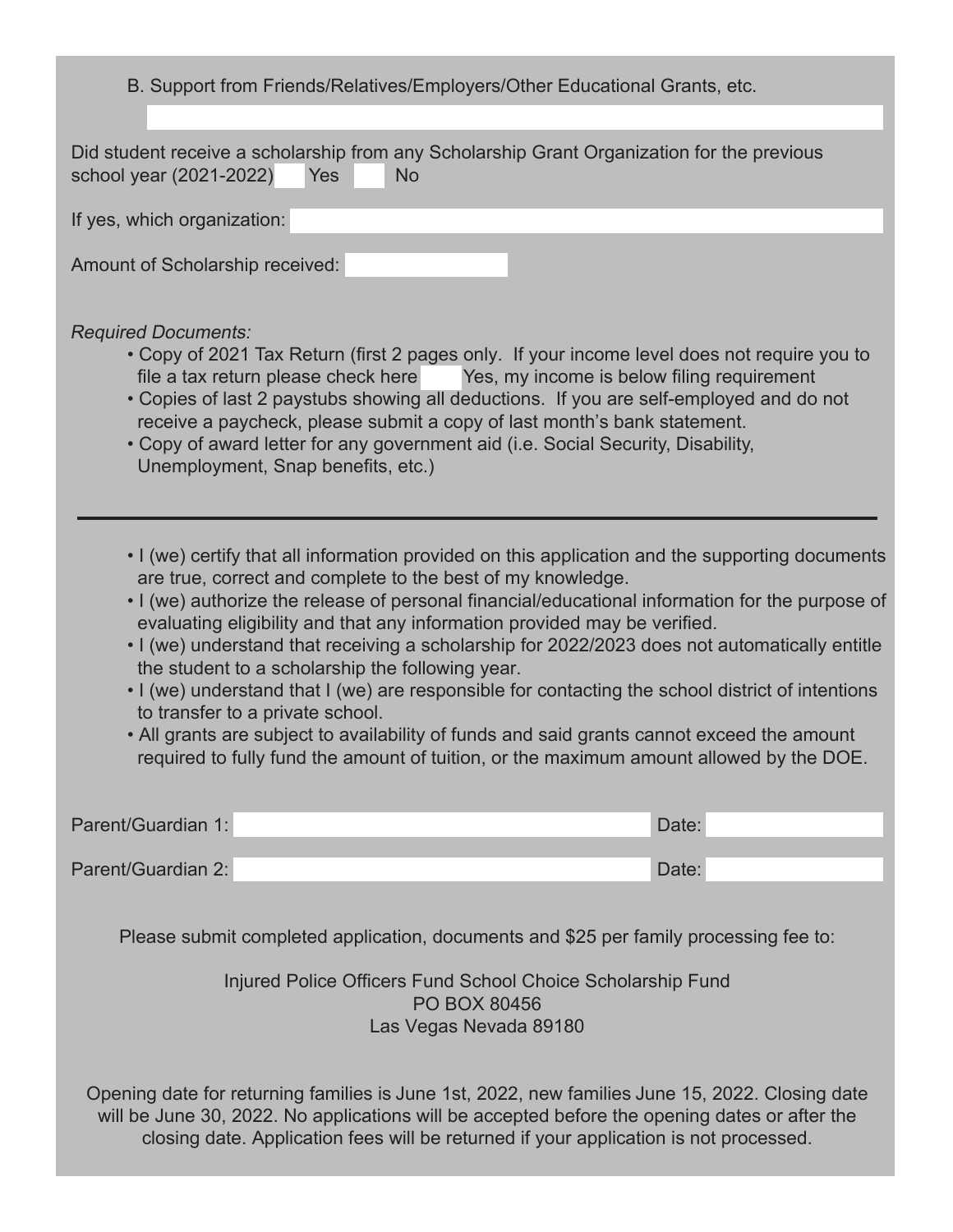B. Support from Friends/Relatives/Employers/Other Educational Grants, etc.

Did student receive a scholarship from any Scholarship Grant Organization for the previous school year (2021-2022) ☐ Yes ☐ No

If yes, which organization:

Amount of Scholarship received:

*Required Documents:*

- Copy of 2021 Tax Return (first 2 pages only. If your income level does not require you to file a tax return please check here ☐ Yes, my income is below filing requirement
- Copies of last 2 paystubs showing all deductions. If you are self-employed and do not receive a paycheck, please submit a copy of last month's bank statement.
- Copy of award letter for any government aid (i.e. Social Security, Disability, Unemployment, Snap benefits, etc.)

---

- I (we) certify that all information provided on this application and the supporting documents are true, correct and complete to the best of my knowledge.
- I (we) authorize the release of personal financial/educational information for the purpose of evaluating eligibility and that any information provided may be verified.
- I (we) understand that receiving a scholarship for 2022/2023 does not automatically entitle the student to a scholarship the following year.
- I (we) understand that I (we) are responsible for contacting the school district of intentions to transfer to a private school.
- All grants are subject to availability of funds and said grants cannot exceed the amount required to fully fund the amount of tuition, or the maximum amount allowed by the DOE.

Parent/Guardian 1: Date:

Parent/Guardian 2: Date:

Please submit completed application, documents and $25 per family processing fee to:

Injured Police Officers Fund School Choice Scholarship Fund
PO BOX 80456
Las Vegas Nevada 89180

Opening date for returning families is June 1st, 2022, new families June 15, 2022. Closing date will be June 30, 2022. No applications will be accepted before the opening dates or after the closing date. Application fees will be returned if your application is not processed.